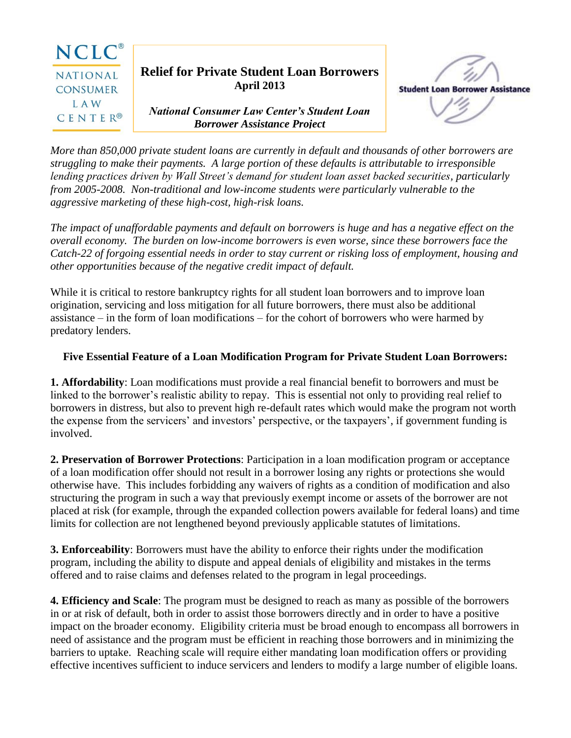NCLC®
NATIONAL CONSUMER LAW CENTER®

# Relief for Private Student Loan Borrowers

**April 2013**

***National Consumer Law Center's Student Loan Borrower Assistance Project***

Student Loan Borrower Assistance

*More than 850,000 private student loans are currently in default and thousands of other borrowers are struggling to make their payments. A large portion of these defaults is attributable to irresponsible lending practices driven by Wall Street's demand for student loan asset backed securities, particularly from 2005-2008. Non-traditional and low-income students were particularly vulnerable to the aggressive marketing of these high-cost, high-risk loans.*

*The impact of unaffordable payments and default on borrowers is huge and has a negative effect on the overall economy. The burden on low-income borrowers is even worse, since these borrowers face the Catch-22 of forgoing essential needs in order to stay current or risking loss of employment, housing and other opportunities because of the negative credit impact of default.*

While it is critical to restore bankruptcy rights for all student loan borrowers and to improve loan origination, servicing and loss mitigation for all future borrowers, there must also be additional assistance – in the form of loan modifications – for the cohort of borrowers who were harmed by predatory lenders.

## Five Essential Feature of a Loan Modification Program for Private Student Loan Borrowers:

**1. Affordability**: Loan modifications must provide a real financial benefit to borrowers and must be linked to the borrower's realistic ability to repay. This is essential not only to providing real relief to borrowers in distress, but also to prevent high re-default rates which would make the program not worth the expense from the servicers' and investors' perspective, or the taxpayers', if government funding is involved.

**2. Preservation of Borrower Protections**: Participation in a loan modification program or acceptance of a loan modification offer should not result in a borrower losing any rights or protections she would otherwise have. This includes forbidding any waivers of rights as a condition of modification and also structuring the program in such a way that previously exempt income or assets of the borrower are not placed at risk (for example, through the expanded collection powers available for federal loans) and time limits for collection are not lengthened beyond previously applicable statutes of limitations.

**3. Enforceability**: Borrowers must have the ability to enforce their rights under the modification program, including the ability to dispute and appeal denials of eligibility and mistakes in the terms offered and to raise claims and defenses related to the program in legal proceedings.

**4. Efficiency and Scale**: The program must be designed to reach as many as possible of the borrowers in or at risk of default, both in order to assist those borrowers directly and in order to have a positive impact on the broader economy. Eligibility criteria must be broad enough to encompass all borrowers in need of assistance and the program must be efficient in reaching those borrowers and in minimizing the barriers to uptake. Reaching scale will require either mandating loan modification offers or providing effective incentives sufficient to induce servicers and lenders to modify a large number of eligible loans.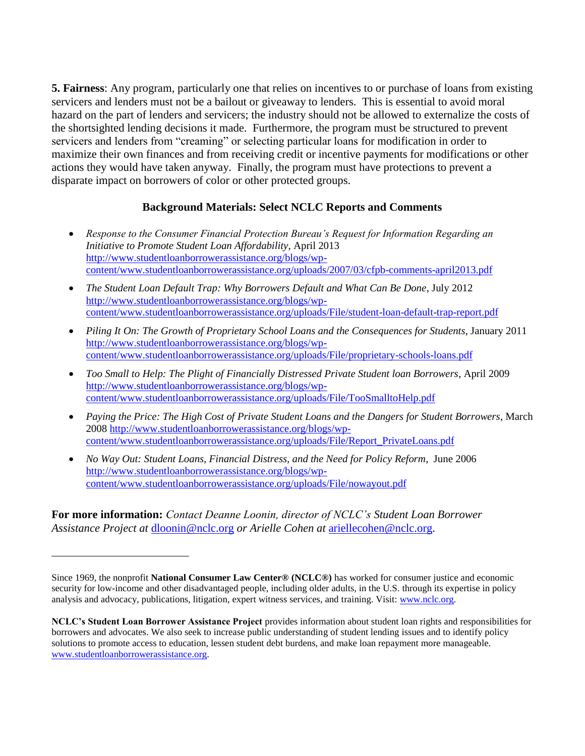**5. Fairness**: Any program, particularly one that relies on incentives to or purchase of loans from existing servicers and lenders must not be a bailout or giveaway to lenders. This is essential to avoid moral hazard on the part of lenders and servicers; the industry should not be allowed to externalize the costs of the shortsighted lending decisions it made. Furthermore, the program must be structured to prevent servicers and lenders from "creaming" or selecting particular loans for modification in order to maximize their own finances and from receiving credit or incentive payments for modifications or other actions they would have taken anyway. Finally, the program must have protections to prevent a disparate impact on borrowers of color or other protected groups.

### Background Materials: Select NCLC Reports and Comments

- *Response to the Consumer Financial Protection Bureau's Request for Information Regarding an Initiative to Promote Student Loan Affordability*, April 2013 http://www.studentloanborrowerassistance.org/blogs/wp-content/www.studentloanborrowerassistance.org/uploads/2007/03/cfpb-comments-april2013.pdf
- *The Student Loan Default Trap: Why Borrowers Default and What Can Be Done*, July 2012 http://www.studentloanborrowerassistance.org/blogs/wp-content/www.studentloanborrowerassistance.org/uploads/File/student-loan-default-trap-report.pdf
- *Piling It On: The Growth of Proprietary School Loans and the Consequences for Students*, January 2011 http://www.studentloanborrowerassistance.org/blogs/wp-content/www.studentloanborrowerassistance.org/uploads/File/proprietary-schools-loans.pdf
- *Too Small to Help: The Plight of Financially Distressed Private Student loan Borrowers*, April 2009 http://www.studentloanborrowerassistance.org/blogs/wp-content/www.studentloanborrowerassistance.org/uploads/File/TooSmalltoHelp.pdf
- *Paying the Price: The High Cost of Private Student Loans and the Dangers for Student Borrowers*, March 2008 http://www.studentloanborrowerassistance.org/blogs/wp-content/www.studentloanborrowerassistance.org/uploads/File/Report_PrivateLoans.pdf
- *No Way Out: Student Loans, Financial Distress, and the Need for Policy Reform*, June 2006 http://www.studentloanborrowerassistance.org/blogs/wp-content/www.studentloanborrowerassistance.org/uploads/File/nowayout.pdf

**For more information:** *Contact Deanne Loonin, director of NCLC's Student Loan Borrower Assistance Project at* dloonin@nclc.org *or Arielle Cohen at* ariellecohen@nclc.org.

---

Since 1969, the nonprofit **National Consumer Law Center® (NCLC®)** has worked for consumer justice and economic security for low-income and other disadvantaged people, including older adults, in the U.S. through its expertise in policy analysis and advocacy, publications, litigation, expert witness services, and training. Visit: www.nclc.org.

**NCLC's Student Loan Borrower Assistance Project** provides information about student loan rights and responsibilities for borrowers and advocates. We also seek to increase public understanding of student lending issues and to identify policy solutions to promote access to education, lessen student debt burdens, and make loan repayment more manageable. www.studentloanborrowerassistance.org.